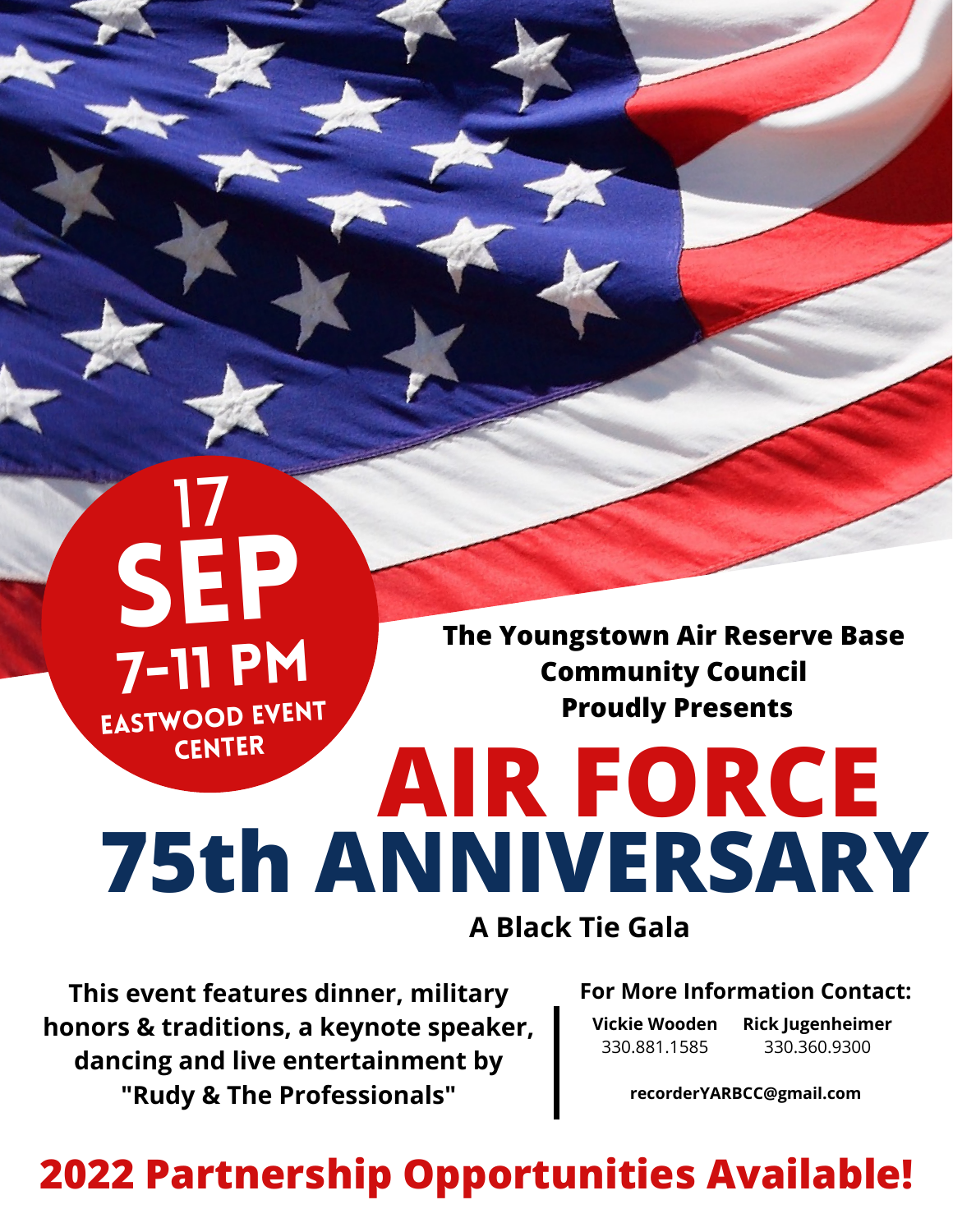**17 SEP**

**7-11 PM**

**EASTWOOD EVENT CENTER**

**The Youngstown Air Reserve Base Community Council Proudly Presents**

# AIR FORCE 75th ANNIVERSARY

**A Black Tie Gala**

**This event features dinner, military honors & traditions, a keynote speaker, dancing and live entertainment by "Rudy & The Professionals"**

**For More Information Contact:**

**Vickie Wooden**
330.881.1585

**Rick Jugenheimer**
330.360.9300

**recorderYARBCC@gmail.com**

## 2022 Partnership Opportunities Available!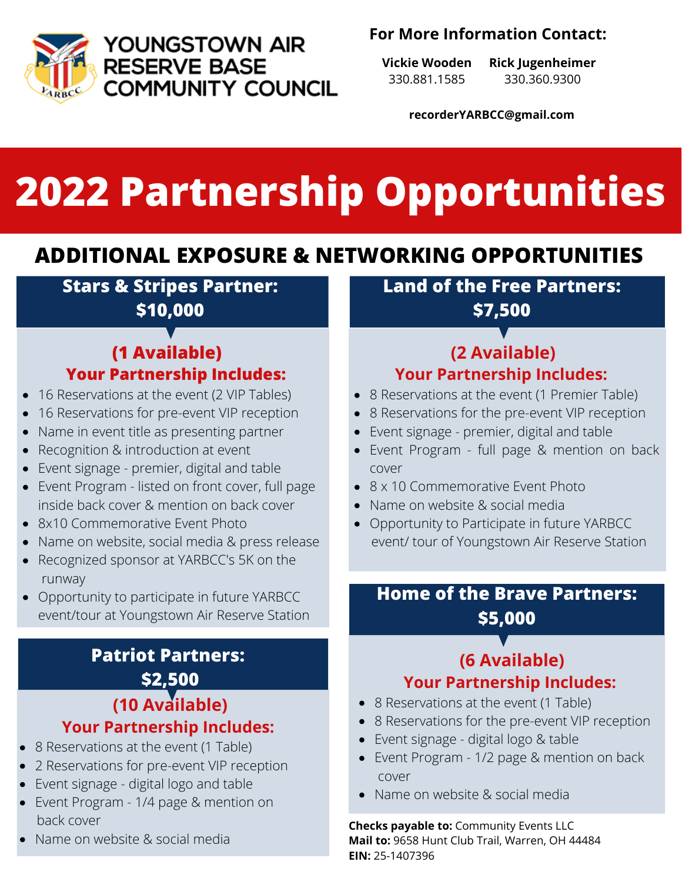# YOUNGSTOWN AIR RESERVE BASE COMMUNITY COUNCIL

**For More Information Contact:**

**Vickie Wooden** 330.881.1585

**Rick Jugenheimer** 330.360.9300

**recorderYARBCC@gmail.com**

# 2022 Partnership Opportunities

## ADDITIONAL EXPOSURE & NETWORKING OPPORTUNITIES

### Stars & Stripes Partner: $10,000

**(1 Available)**

**Your Partnership Includes:**

- 16 Reservations at the event (2 VIP Tables)
- 16 Reservations for pre-event VIP reception
- Name in event title as presenting partner
- Recognition & introduction at event
- Event signage - premier, digital and table
- Event Program - listed on front cover, full page inside back cover & mention on back cover
- 8x10 Commemorative Event Photo
- Name on website, social media & press release
- Recognized sponsor at YARBCC's 5K on the runway
- Opportunity to participate in future YARBCC event/tour at Youngstown Air Reserve Station

### Patriot Partners: $2,500

**(10 Available)**

**Your Partnership Includes:**

- 8 Reservations at the event (1 Table)
- 2 Reservations for pre-event VIP reception
- Event signage - digital logo and table
- Event Program - 1/4 page & mention on back cover
- Name on website & social media

### Land of the Free Partners: $7,500

**(2 Available)**

**Your Partnership Includes:**

- 8 Reservations at the event (1 Premier Table)
- 8 Reservations for the pre-event VIP reception
- Event signage - premier, digital and table
- Event Program - full page & mention on back cover
- 8 x 10 Commemorative Event Photo
- Name on website & social media
- Opportunity to Participate in future YARBCC event/ tour of Youngstown Air Reserve Station

### Home of the Brave Partners: $5,000

**(6 Available)**

**Your Partnership Includes:**

- 8 Reservations at the event (1 Table)
- 8 Reservations for the pre-event VIP reception
- Event signage - digital logo & table
- Event Program - 1/2 page & mention on back cover
- Name on website & social media

**Checks payable to:** Community Events LLC
**Mail to:** 9658 Hunt Club Trail, Warren, OH 44484
**EIN:** 25-1407396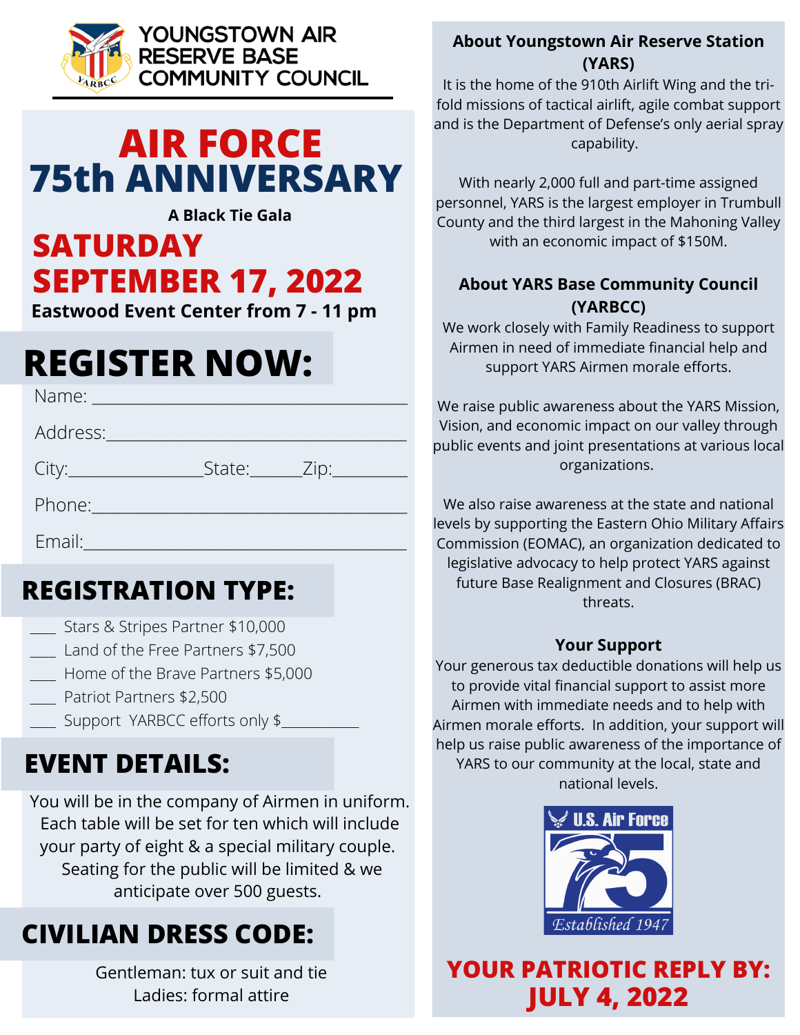# YOUNGSTOWN AIR RESERVE BASE COMMUNITY COUNCIL

# AIR FORCE 75th ANNIVERSARY

**A Black Tie Gala**

## SATURDAY SEPTEMBER 17, 2022

**Eastwood Event Center from 7 - 11 pm**

## REGISTER NOW:

Name: ______________________________________

Address:____________________________________

City:_______________State:______Zip:________

Phone:______________________________________

Email:______________________________________

## REGISTRATION TYPE:

___ Stars & Stripes Partner $10,000

___ Land of the Free Partners $7,500

___ Home of the Brave Partners $5,000

___ Patriot Partners $2,500

___ Support YARBCC efforts only $__________

## EVENT DETAILS:

You will be in the company of Airmen in uniform. Each table will be set for ten which will include your party of eight & a special military couple. Seating for the public will be limited & we anticipate over 500 guests.

## CIVILIAN DRESS CODE:

Gentleman: tux or suit and tie
Ladies: formal attire

### About Youngstown Air Reserve Station (YARS)

It is the home of the 910th Airlift Wing and the tri-fold missions of tactical airlift, agile combat support and is the Department of Defense's only aerial spray capability.

With nearly 2,000 full and part-time assigned personnel, YARS is the largest employer in Trumbull County and the third largest in the Mahoning Valley with an economic impact of $150M.

### About YARS Base Community Council (YARBCC)

We work closely with Family Readiness to support Airmen in need of immediate financial help and support YARS Airmen morale efforts.

We raise public awareness about the YARS Mission, Vision, and economic impact on our valley through public events and joint presentations at various local organizations.

We also raise awareness at the state and national levels by supporting the Eastern Ohio Military Affairs Commission (EOMAC), an organization dedicated to legislative advocacy to help protect YARS against future Base Realignment and Closures (BRAC) threats.

### Your Support

Your generous tax deductible donations will help us to provide vital financial support to assist more Airmen with immediate needs and to help with Airmen morale efforts. In addition, your support will help us raise public awareness of the importance of YARS to our community at the local, state and national levels.

U.S. Air Force
75
Established 1947

## YOUR PATRIOTIC REPLY BY: JULY 4, 2022